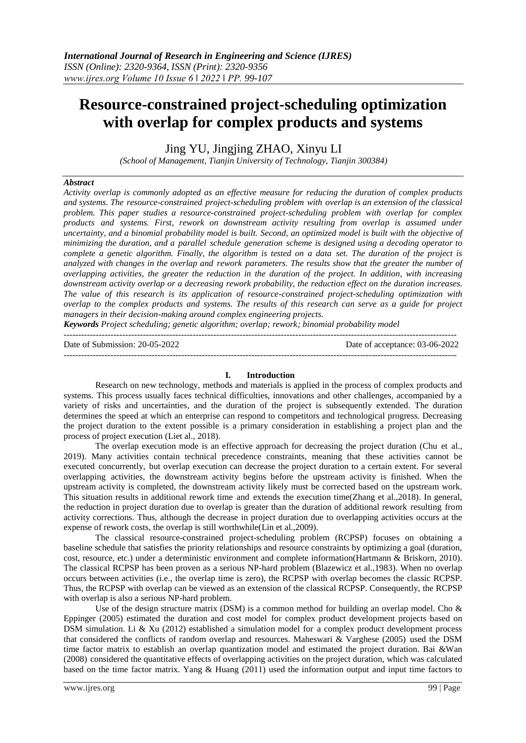# Resource-constrained project-scheduling optimization with overlap for complex products and systems

Jing YU, Jingjing ZHAO, Xinyu LI

*(School of Management, Tianjin University of Technology, Tianjin 300384)*

***Abstract***

*Activity overlap is commonly adopted as an effective measure for reducing the duration of complex products and systems. The resource-constrained project-scheduling problem with overlap is an extension of the classical problem. This paper studies a resource-constrained project-scheduling problem with overlap for complex products and systems. First, rework on downstream activity resulting from overlap is assumed under uncertainty, and a binomial probability model is built. Second, an optimized model is built with the objective of minimizing the duration, and a parallel schedule generation scheme is designed using a decoding operator to complete a genetic algorithm. Finally, the algorithm is tested on a data set. The duration of the project is analyzed with changes in the overlap and rework parameters. The results show that the greater the number of overlapping activities, the greater the reduction in the duration of the project. In addition, with increasing downstream activity overlap or a decreasing rework probability, the reduction effect on the duration increases. The value of this research is its application of resource-constrained project-scheduling optimization with overlap to the complex products and systems. The results of this research can serve as a guide for project managers in their decision-making around complex engineering projects.*

***Keywords*** *Project scheduling; genetic algorithm; overlap; rework; binomial probability model*

---

Date of Submission: 20-05-2022 Date of acceptance: 03-06-2022

---

## I. Introduction

Research on new technology, methods and materials is applied in the process of complex products and systems. This process usually faces technical difficulties, innovations and other challenges, accompanied by a variety of risks and uncertainties, and the duration of the project is subsequently extended. The duration determines the speed at which an enterprise can respond to competitors and technological progress. Decreasing the project duration to the extent possible is a primary consideration in establishing a project plan and the process of project execution (Liet al., 2018).

The overlap execution mode is an effective approach for decreasing the project duration (Chu et al., 2019). Many activities contain technical precedence constraints, meaning that these activities cannot be executed concurrently, but overlap execution can decrease the project duration to a certain extent. For several overlapping activities, the downstream activity begins before the upstream activity is finished. When the upstream activity is completed, the downstream activity likely must be corrected based on the upstream work. This situation results in additional rework time and extends the execution time(Zhang et al.,2018). In general, the reduction in project duration due to overlap is greater than the duration of additional rework resulting from activity corrections. Thus, although the decrease in project duration due to overlapping activities occurs at the expense of rework costs, the overlap is still worthwhile(Lin et al.,2009).

The classical resource-constrained project-scheduling problem (RCPSP) focuses on obtaining a baseline schedule that satisfies the priority relationships and resource constraints by optimizing a goal (duration, cost, resource, etc.) under a deterministic environment and complete information(Hartmann & Briskorn, 2010). The classical RCPSP has been proven as a serious NP-hard problem (Blazewicz et al.,1983). When no overlap occurs between activities (i.e., the overlap time is zero), the RCPSP with overlap becomes the classic RCPSP. Thus, the RCPSP with overlap can be viewed as an extension of the classical RCPSP. Consequently, the RCPSP with overlap is also a serious NP-hard problem.

Use of the design structure matrix (DSM) is a common method for building an overlap model. Cho & Eppinger (2005) estimated the duration and cost model for complex product development projects based on DSM simulation. Li & Xu (2012) established a simulation model for a complex product development process that considered the conflicts of random overlap and resources. Maheswari & Varghese (2005) used the DSM time factor matrix to establish an overlap quantization model and estimated the project duration. Bai &Wan (2008) considered the quantitative effects of overlapping activities on the project duration, which was calculated based on the time factor matrix. Yang & Huang (2011) used the information output and input time factors to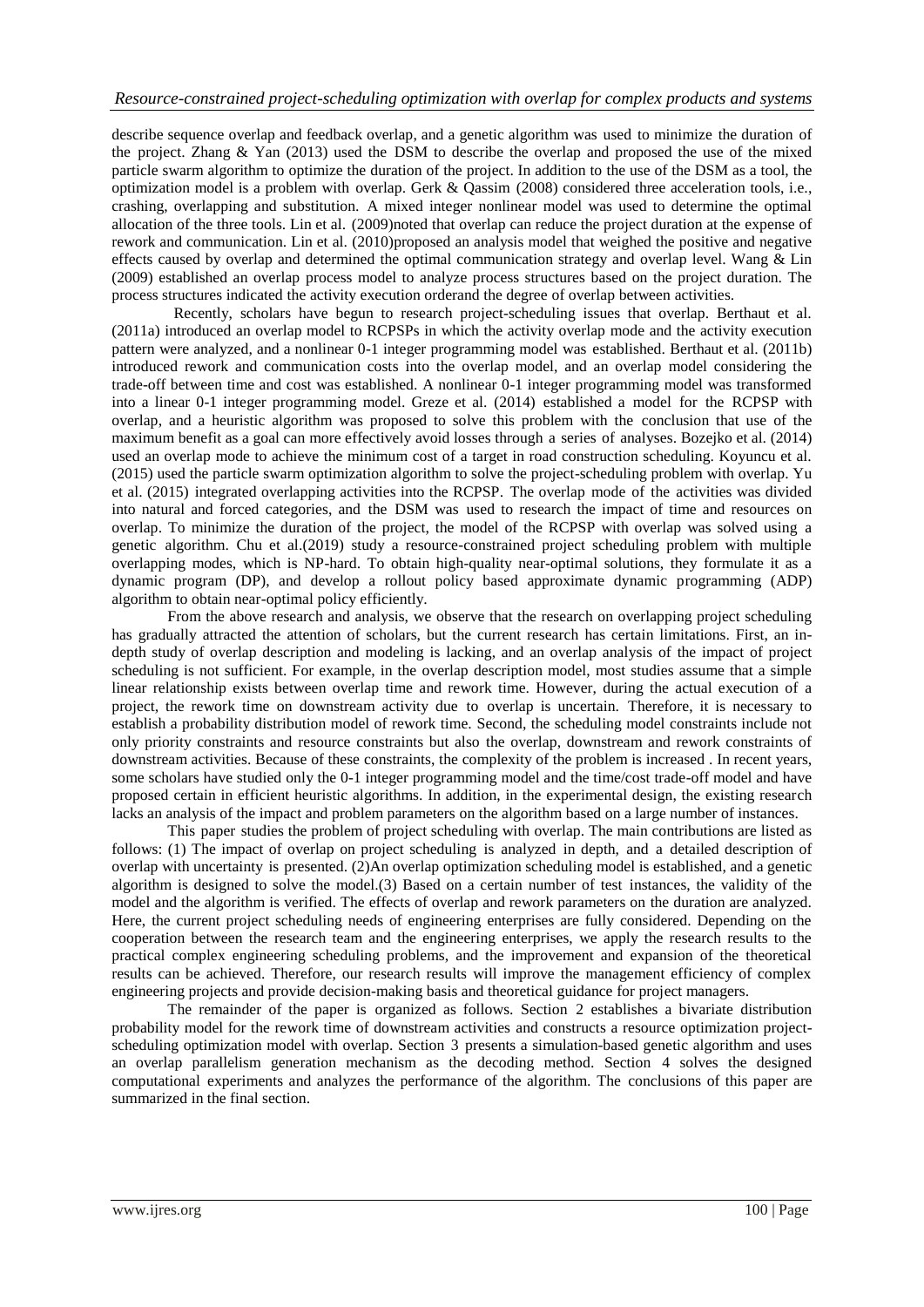describe sequence overlap and feedback overlap, and a genetic algorithm was used to minimize the duration of the project. Zhang & Yan (2013) used the DSM to describe the overlap and proposed the use of the mixed particle swarm algorithm to optimize the duration of the project. In addition to the use of the DSM as a tool, the optimization model is a problem with overlap. Gerk & Qassim (2008) considered three acceleration tools, i.e., crashing, overlapping and substitution. A mixed integer nonlinear model was used to determine the optimal allocation of the three tools. Lin et al. (2009)noted that overlap can reduce the project duration at the expense of rework and communication. Lin et al. (2010)proposed an analysis model that weighed the positive and negative effects caused by overlap and determined the optimal communication strategy and overlap level. Wang & Lin (2009) established an overlap process model to analyze process structures based on the project duration. The process structures indicated the activity execution orderand the degree of overlap between activities.

Recently, scholars have begun to research project-scheduling issues that overlap. Berthaut et al. (2011a) introduced an overlap model to RCPSPs in which the activity overlap mode and the activity execution pattern were analyzed, and a nonlinear 0-1 integer programming model was established. Berthaut et al. (2011b) introduced rework and communication costs into the overlap model, and an overlap model considering the trade-off between time and cost was established. A nonlinear 0-1 integer programming model was transformed into a linear 0-1 integer programming model. Greze et al. (2014) established a model for the RCPSP with overlap, and a heuristic algorithm was proposed to solve this problem with the conclusion that use of the maximum benefit as a goal can more effectively avoid losses through a series of analyses. Bozejko et al. (2014) used an overlap mode to achieve the minimum cost of a target in road construction scheduling. Koyuncu et al. (2015) used the particle swarm optimization algorithm to solve the project-scheduling problem with overlap. Yu et al. (2015) integrated overlapping activities into the RCPSP. The overlap mode of the activities was divided into natural and forced categories, and the DSM was used to research the impact of time and resources on overlap. To minimize the duration of the project, the model of the RCPSP with overlap was solved using a genetic algorithm. Chu et al.(2019) study a resource-constrained project scheduling problem with multiple overlapping modes, which is NP-hard. To obtain high-quality near-optimal solutions, they formulate it as a dynamic program (DP), and develop a rollout policy based approximate dynamic programming (ADP) algorithm to obtain near-optimal policy efficiently.

From the above research and analysis, we observe that the research on overlapping project scheduling has gradually attracted the attention of scholars, but the current research has certain limitations. First, an in-depth study of overlap description and modeling is lacking, and an overlap analysis of the impact of project scheduling is not sufficient. For example, in the overlap description model, most studies assume that a simple linear relationship exists between overlap time and rework time. However, during the actual execution of a project, the rework time on downstream activity due to overlap is uncertain. Therefore, it is necessary to establish a probability distribution model of rework time. Second, the scheduling model constraints include not only priority constraints and resource constraints but also the overlap, downstream and rework constraints of downstream activities. Because of these constraints, the complexity of the problem is increased . In recent years, some scholars have studied only the 0-1 integer programming model and the time/cost trade-off model and have proposed certain in efficient heuristic algorithms. In addition, in the experimental design, the existing research lacks an analysis of the impact and problem parameters on the algorithm based on a large number of instances.

This paper studies the problem of project scheduling with overlap. The main contributions are listed as follows: (1) The impact of overlap on project scheduling is analyzed in depth, and a detailed description of overlap with uncertainty is presented. (2)An overlap optimization scheduling model is established, and a genetic algorithm is designed to solve the model.(3) Based on a certain number of test instances, the validity of the model and the algorithm is verified. The effects of overlap and rework parameters on the duration are analyzed. Here, the current project scheduling needs of engineering enterprises are fully considered. Depending on the cooperation between the research team and the engineering enterprises, we apply the research results to the practical complex engineering scheduling problems, and the improvement and expansion of the theoretical results can be achieved. Therefore, our research results will improve the management efficiency of complex engineering projects and provide decision-making basis and theoretical guidance for project managers.

The remainder of the paper is organized as follows. Section 2 establishes a bivariate distribution probability model for the rework time of downstream activities and constructs a resource optimization project-scheduling optimization model with overlap. Section 3 presents a simulation-based genetic algorithm and uses an overlap parallelism generation mechanism as the decoding method. Section 4 solves the designed computational experiments and analyzes the performance of the algorithm. The conclusions of this paper are summarized in the final section.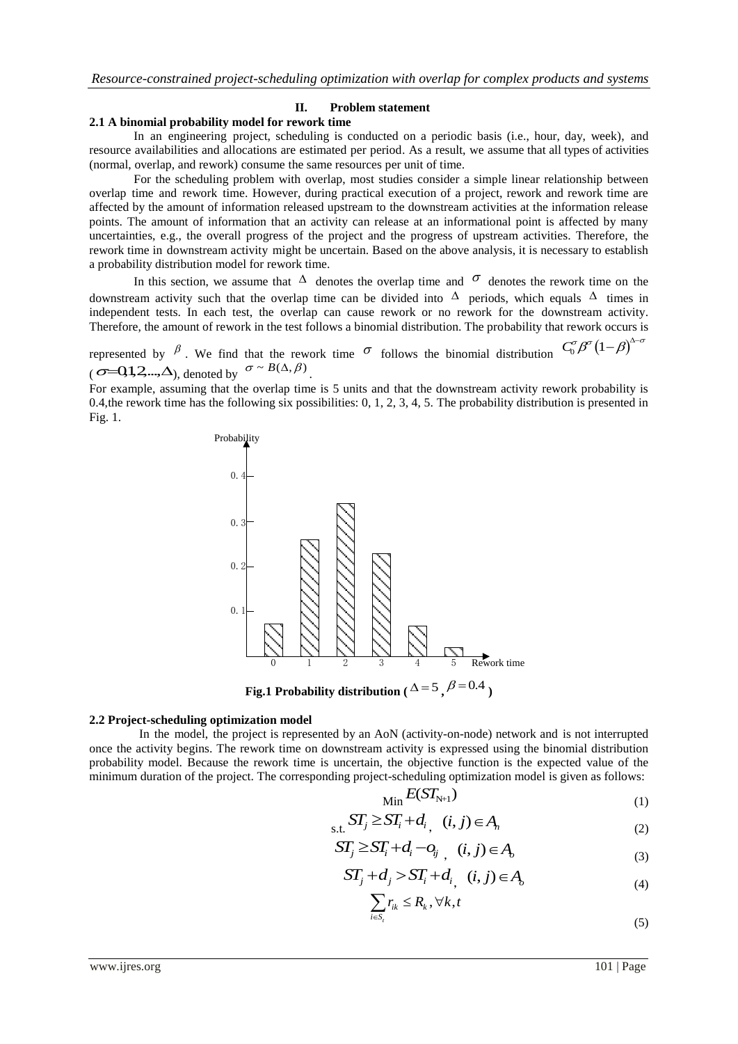## II. Problem statement

### 2.1 A binomial probability model for rework time

In an engineering project, scheduling is conducted on a periodic basis (i.e., hour, day, week), and resource availabilities and allocations are estimated per period. As a result, we assume that all types of activities (normal, overlap, and rework) consume the same resources per unit of time.

For the scheduling problem with overlap, most studies consider a simple linear relationship between overlap time and rework time. However, during practical execution of a project, rework and rework time are affected by the amount of information released upstream to the downstream activities at the information release points. The amount of information that an activity can release at an informational point is affected by many uncertainties, e.g., the overall progress of the project and the progress of upstream activities. Therefore, the rework time in downstream activity might be uncertain. Based on the above analysis, it is necessary to establish a probability distribution model for rework time.

In this section, we assume that $\Delta$ denotes the overlap time and $\sigma$ denotes the rework time on the downstream activity such that the overlap time can be divided into $\Delta$ periods, which equals $\Delta$ times in independent tests. In each test, the overlap can cause rework or no rework for the downstream activity. Therefore, the amount of rework in the test follows a binomial distribution. The probability that rework occurs is represented by $\beta$. We find that the rework time $\sigma$ follows the binomial distribution $C_0^{\sigma}\beta^{\sigma}(1-\beta)^{\Delta-\sigma}$ ($\sigma=0,1,2,...,\Delta$), denoted by $\sigma \sim B(\Delta,\beta)$.

For example, assuming that the overlap time is 5 units and that the downstream activity rework probability is 0.4,the rework time has the following six possibilities: 0, 1, 2, 3, 4, 5. The probability distribution is presented in Fig. 1.

**Fig.1 Probability distribution ($\Delta=5$, $\beta=0.4$)**

### 2.2 Project-scheduling optimization model

In the model, the project is represented by an AoN (activity-on-node) network and is not interrupted once the activity begins. The rework time on downstream activity is expressed using the binomial distribution probability model. Because the rework time is uncertain, the objective function is the expected value of the minimum duration of the project. The corresponding project-scheduling optimization model is given as follows:

$$\text{Min } E(ST_{N+1}) \tag{1}$$

$$\text{s.t. } ST_j \geq ST_i + d_i, \quad (i,j) \in A_n \tag{2}$$

$$ST_j \geq ST_i + d_i - o_{ij}, \quad (i,j) \in A_o \tag{3}$$

$$ST_j + d_j > ST_i + d_i, \quad (i,j) \in A_o \tag{4}$$

$$\sum_{i \in S_t} r_{ik} \leq R_k, \forall k,t \tag{5}$$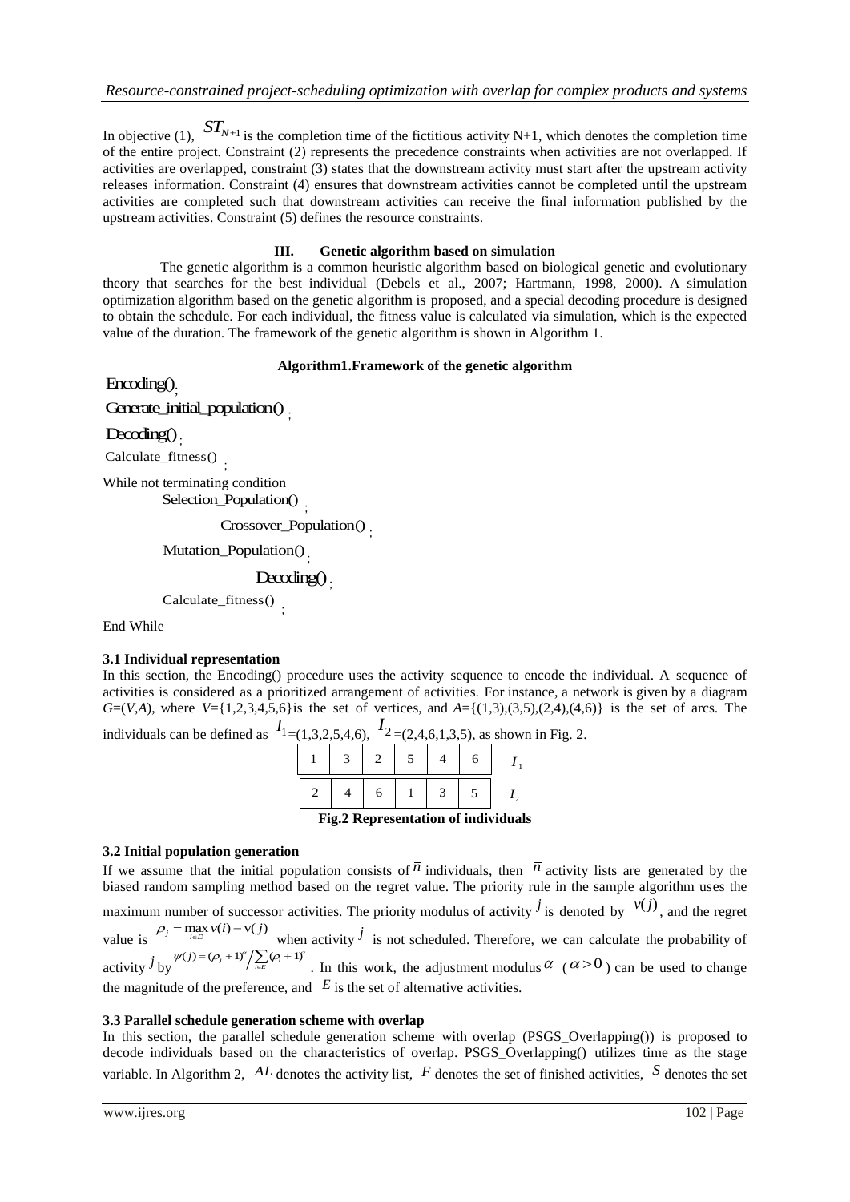In objective (1), $ST_{N+1}$ is the completion time of the fictitious activity N+1, which denotes the completion time of the entire project. Constraint (2) represents the precedence constraints when activities are not overlapped. If activities are overlapped, constraint (3) states that the downstream activity must start after the upstream activity releases information. Constraint (4) ensures that downstream activities cannot be completed until the upstream activities are completed such that downstream activities can receive the final information published by the upstream activities. Constraint (5) defines the resource constraints.

## III. Genetic algorithm based on simulation

The genetic algorithm is a common heuristic algorithm based on biological genetic and evolutionary theory that searches for the best individual (Debels et al., 2007; Hartmann, 1998, 2000). A simulation optimization algorithm based on the genetic algorithm is proposed, and a special decoding procedure is designed to obtain the schedule. For each individual, the fitness value is calculated via simulation, which is the expected value of the duration. The framework of the genetic algorithm is shown in Algorithm 1.

**Algorithm1.Framework of the genetic algorithm**

```
Encoding();
Generate_initial_population();
Decoding();
Calculate_fitness();
While not terminating condition
    Selection_Population();
    Crossover_Population();
    Mutation_Population();
    Decoding();
    Calculate_fitness();
End While
```

### 3.1 Individual representation

In this section, the Encoding() procedure uses the activity sequence to encode the individual. A sequence of activities is considered as a prioritized arrangement of activities. For instance, a network is given by a diagram $G=(V,A)$, where $V=\{1,2,3,4,5,6\}$is the set of vertices, and $A=\{(1,3),(3,5),(2,4),(4,6)\}$ is the set of arcs. The individuals can be defined as $I_1=(1,3,2,5,4,6)$, $I_2=(2,4,6,1,3,5)$, as shown in Fig. 2.

| | | | | | | |
|---|---|---|---|---|---|---|
| 1 | 3 | 2 | 5 | 4 | 6 | $I_1$ |
| 2 | 4 | 6 | 1 | 3 | 5 | $I_2$ |

**Fig.2 Representation of individuals**

### 3.2 Initial population generation

If we assume that the initial population consists of $\overline{n}$ individuals, then $\overline{n}$ activity lists are generated by the biased random sampling method based on the regret value. The priority rule in the sample algorithm uses the maximum number of successor activities. The priority modulus of activity $j$ is denoted by $v(j)$, and the regret value is $\rho_j = \max_{i \in D} v(i) - v(j)$ when activity $j$ is not scheduled. Therefore, we can calculate the probability of activity $j$ by $\psi(j) = (\rho_j + 1)^{\alpha} \Big/ \sum_{i \in E} (\rho_i + 1)^{\alpha}$. In this work, the adjustment modulus $\alpha$ ($\alpha > 0$) can be used to change the magnitude of the preference, and $E$ is the set of alternative activities.

### 3.3 Parallel schedule generation scheme with overlap

In this section, the parallel schedule generation scheme with overlap (PSGS_Overlapping()) is proposed to decode individuals based on the characteristics of overlap. PSGS_Overlapping() utilizes time as the stage variable. In Algorithm 2, $AL$ denotes the activity list, $F$ denotes the set of finished activities, $S$ denotes the set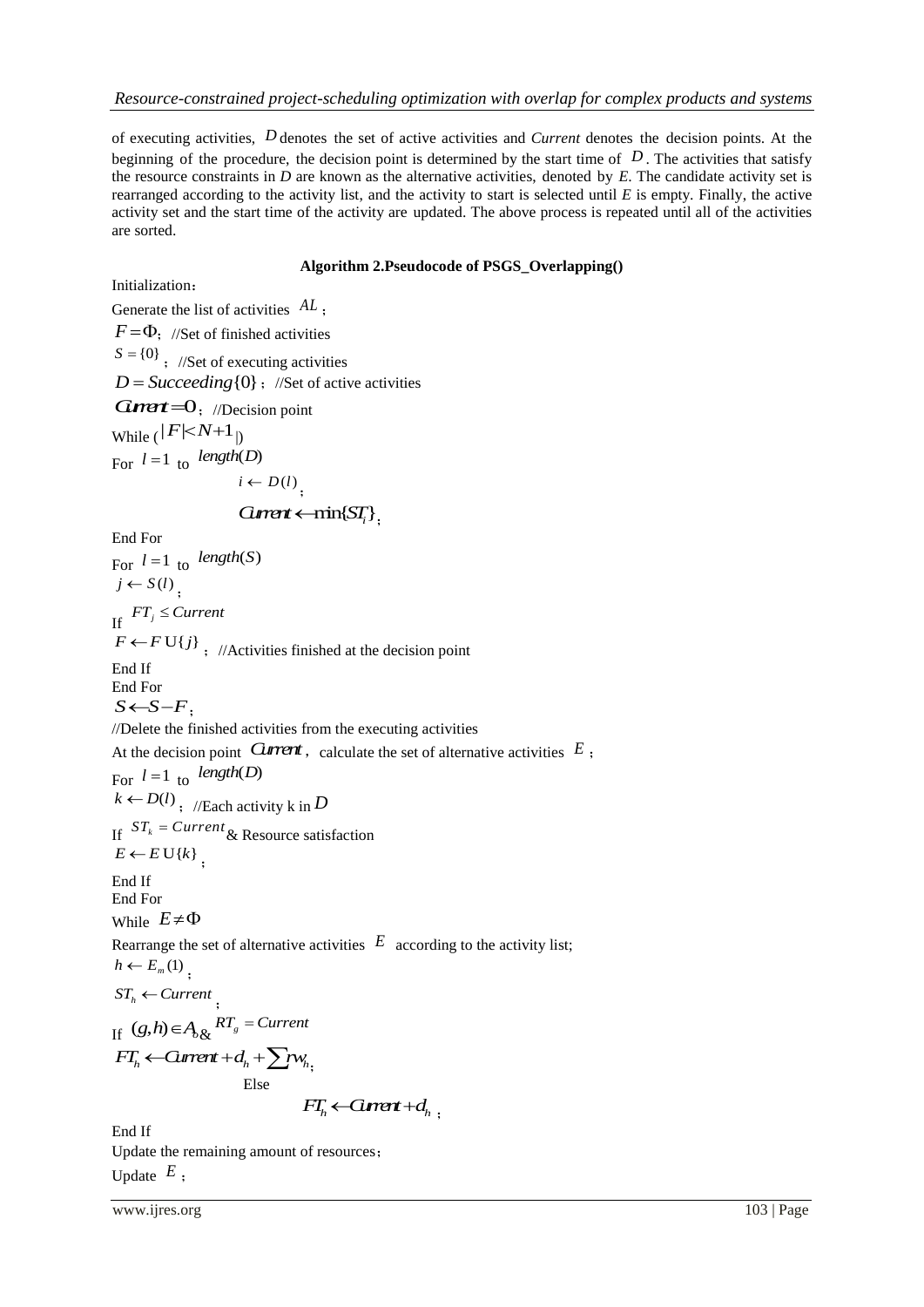of executing activities, $D$ denotes the set of active activities and *Current* denotes the decision points. At the beginning of the procedure, the decision point is determined by the start time of $D$. The activities that satisfy the resource constraints in *D* are known as the alternative activities, denoted by *E*. The candidate activity set is rearranged according to the activity list, and the activity to start is selected until *E* is empty. Finally, the active activity set and the start time of the activity are updated. The above process is repeated until all of the activities are sorted.

**Algorithm 2.Pseudocode of PSGS_Overlapping()**

Initialization：

Generate the list of activities $AL$；

$F = \Phi$；//Set of finished activities

$S = \{0\}$；//Set of executing activities

$D = Succeeding\{0\}$；//Set of active activities

$Current = 0$；//Decision point

While ($|F| < N + 1|$)

For $l = 1$ to $length(D)$

$i \leftarrow D(l)$；

$Current \leftarrow \min\{ST_i\}$；

End For

For $l = 1$ to $length(S)$

$j \leftarrow S(l)$；

If $FT_j \leq Current$

$F \leftarrow F \cup \{j\}$；//Activities finished at the decision point

End If

End For

$S \leftarrow S - F$；

//Delete the finished activities from the executing activities

At the decision point $Current$, calculate the set of alternative activities $E$；

For $l = 1$ to $length(D)$

$k \leftarrow D(l)$；//Each activity k in $D$

If $ST_k = Current$ & Resource satisfaction

$E \leftarrow E \cup \{k\}$；

End If

End For

While $E \neq \Phi$

Rearrange the set of alternative activities $E$ according to the activity list;

$h \leftarrow E_m(1)$；

$ST_h \leftarrow Current$；

If $(g,h) \in A_o$ & $RT_g = Current$

$FT_h \leftarrow Current + d_h + \sum rw_h$；

Else

$FT_h \leftarrow Current + d_h$；

End If

Update the remaining amount of resources；

Update $E$；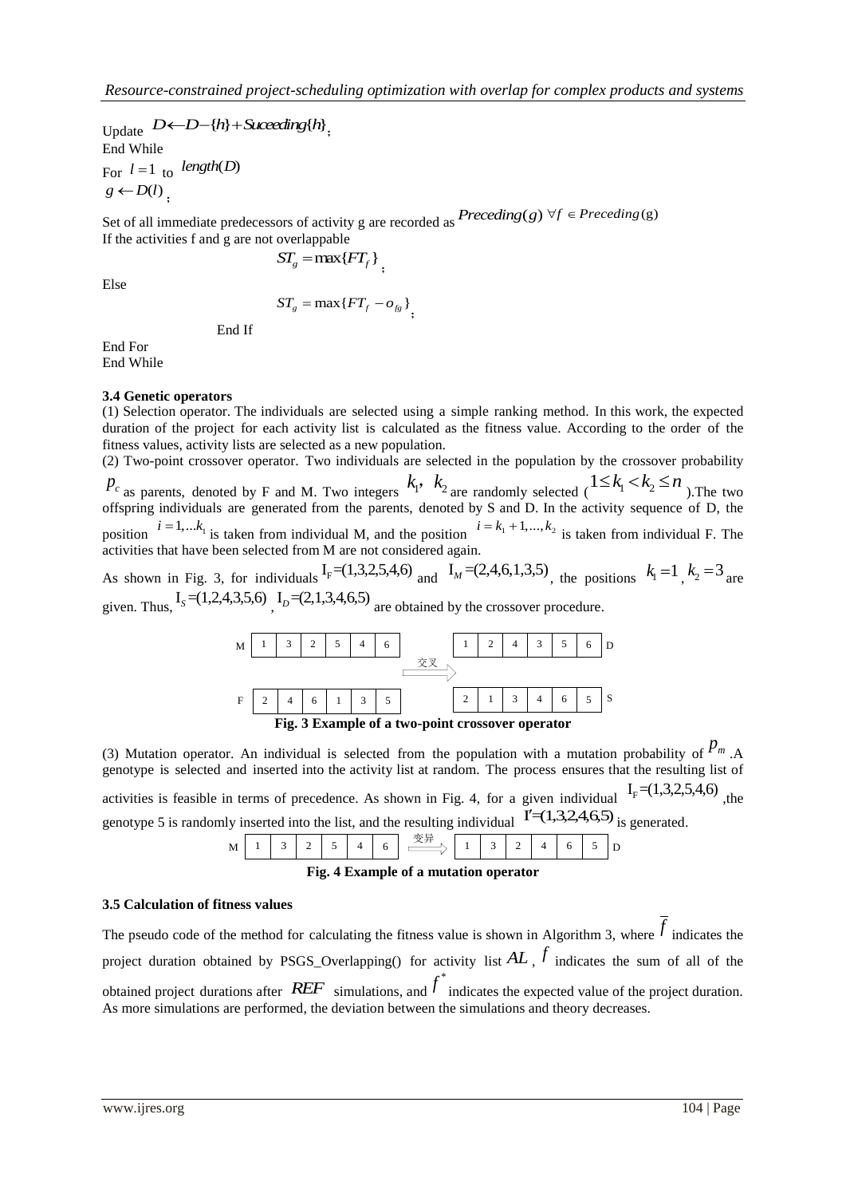Update $D \leftarrow D - \{h\} + Suceeding\{h\}$;

End While

For $l = 1$ to $length(D)$

$g \leftarrow D(l)$;

Set of all immediate predecessors of activity g are recorded as $Preceding(g)$ $\forall f \in Preceding(g)$

If the activities f and g are not overlappable

$$ST_g = \max\{FT_f\};$$

Else

$$ST_g = \max\{FT_f - o_{fg}\};$$

End If

End For

End While

### 3.4 Genetic operators

(1) Selection operator. The individuals are selected using a simple ranking method. In this work, the expected duration of the project for each activity list is calculated as the fitness value. According to the order of the fitness values, activity lists are selected as a new population.

(2) Two-point crossover operator. Two individuals are selected in the population by the crossover probability $p_c$ as parents, denoted by F and M. Two integers $k_1$, $k_2$ are randomly selected ($1 \le k_1 < k_2 \le n$ ).The two offspring individuals are generated from the parents, denoted by S and D. In the activity sequence of D, the position $i = 1, ...k_1$ is taken from individual M, and the position $i = k_1 + 1, ..., k_2$ is taken from individual F. The activities that have been selected from M are not considered again.

As shown in Fig. 3, for individuals $I_F = (1,3,2,5,4,6)$ and $I_M = (2,4,6,1,3,5)$, the positions $k_1 = 1$, $k_2 = 3$ are given. Thus, $I_S = (1,2,4,3,5,6)$ , $I_D = (2,1,3,4,6,5)$ are obtained by the crossover procedure.

| | | | | | | | | | | | | | | |
|---|---|---|---|---|---|---|---|---|---|---|---|---|---|---|
| M | 1 | 3 | 2 | 5 | 4 | 6 | | 1 | 2 | 4 | 3 | 5 | 6 | D |
| | | | | | | | 交叉 ⟹ | | | | | | | |
| F | 2 | 4 | 6 | 1 | 3 | 5 | | 2 | 1 | 3 | 4 | 6 | 5 | S |

**Fig. 3 Example of a two-point crossover operator**

(3) Mutation operator. An individual is selected from the population with a mutation probability of $p_m$ .A genotype is selected and inserted into the activity list at random. The process ensures that the resulting list of activities is feasible in terms of precedence. As shown in Fig. 4, for a given individual $I_F = (1,3,2,5,4,6)$ ,the genotype 5 is randomly inserted into the list, and the resulting individual $I' = (1,3,2,4,6,5)$ is generated.

| | | | | | | | | | | | | | | |
|---|---|---|---|---|---|---|---|---|---|---|---|---|---|---|
| M | 1 | 3 | 2 | 5 | 4 | 6 | 变异 ⟹ | 1 | 3 | 2 | 4 | 6 | 5 | D |

**Fig. 4 Example of a mutation operator**

### 3.5 Calculation of fitness values

The pseudo code of the method for calculating the fitness value is shown in Algorithm 3, where $\overline{f}$ indicates the project duration obtained by PSGS_Overlapping() for activity list $AL$ , $f$ indicates the sum of all of the obtained project durations after $REF$ simulations, and $f^*$ indicates the expected value of the project duration. As more simulations are performed, the deviation between the simulations and theory decreases.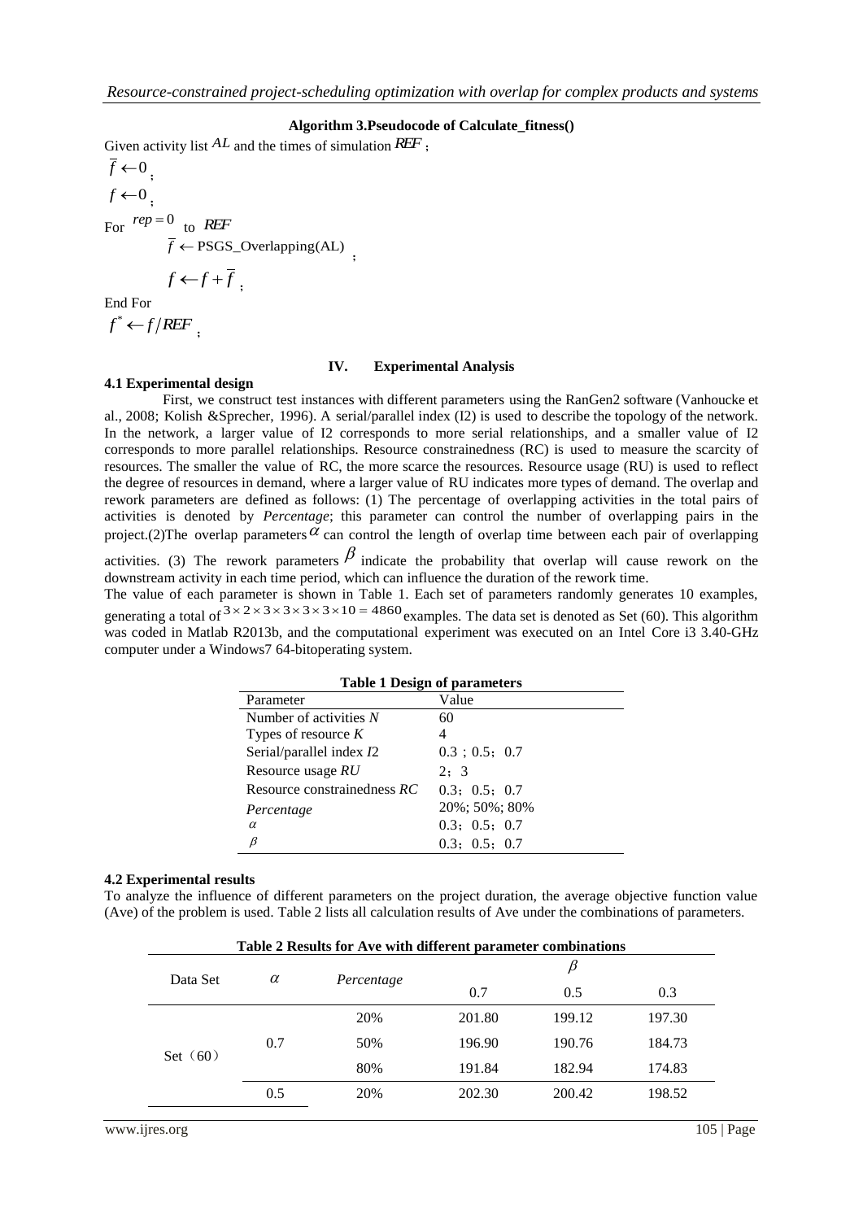**Algorithm 3.Pseudocode of Calculate_fitness()**

Given activity list $AL$ and the times of simulation $REF$ ;

$\overline{f} \leftarrow 0$ ;

$f \leftarrow 0$ ;

For $rep = 0$ to $REF$

$\overline{f} \leftarrow$ PSGS_Overlapping(AL) ;

$f \leftarrow f + \overline{f}$ ;

End For

$f^* \leftarrow f / REF$ ;

## IV. Experimental Analysis

### 4.1 Experimental design

First, we construct test instances with different parameters using the RanGen2 software (Vanhoucke et al., 2008; Kolish &Sprecher, 1996). A serial/parallel index (I2) is used to describe the topology of the network. In the network, a larger value of I2 corresponds to more serial relationships, and a smaller value of I2 corresponds to more parallel relationships. Resource constrainedness (RC) is used to measure the scarcity of resources. The smaller the value of RC, the more scarce the resources. Resource usage (RU) is used to reflect the degree of resources in demand, where a larger value of RU indicates more types of demand. The overlap and rework parameters are defined as follows: (1) The percentage of overlapping activities in the total pairs of activities is denoted by *Percentage*; this parameter can control the number of overlapping pairs in the project.(2)The overlap parameters $\alpha$ can control the length of overlap time between each pair of overlapping activities. (3) The rework parameters $\beta$ indicate the probability that overlap will cause rework on the downstream activity in each time period, which can influence the duration of the rework time.

The value of each parameter is shown in Table 1. Each set of parameters randomly generates 10 examples, generating a total of $3 \times 2 \times 3 \times 3 \times 3 \times 3 \times 10 = 4860$ examples. The data set is denoted as Set (60). This algorithm was coded in Matlab R2013b, and the computational experiment was executed on an Intel Core i3 3.40-GHz computer under a Windows7 64-bitoperating system.

**Table 1 Design of parameters**

| Parameter | Value |
|---|---|
| Number of activities $N$ | 60 |
| Types of resource $K$ | 4 |
| Serial/parallel index $I2$ | 0.3；0.5；0.7 |
| Resource usage $RU$ | 2；3 |
| Resource constrainedness $RC$ | 0.3；0.5；0.7 |
| *Percentage* | 20%; 50%; 80% |
| $\alpha$ | 0.3；0.5；0.7 |
| $\beta$ | 0.3；0.5；0.7 |

### 4.2 Experimental results

To analyze the influence of different parameters on the project duration, the average objective function value (Ave) of the problem is used. Table 2 lists all calculation results of Ave under the combinations of parameters.

**Table 2 Results for Ave with different parameter combinations**

| Data Set | $\alpha$ | *Percentage* | $\beta$ | | |
|---|---|---|---|---|---|
| | | | 0.7 | 0.5 | 0.3 |
| Set（60） | 0.7 | 20% | 201.80 | 199.12 | 197.30 |
| | | 50% | 196.90 | 190.76 | 184.73 |
| | | 80% | 191.84 | 182.94 | 174.83 |
| | 0.5 | 20% | 202.30 | 200.42 | 198.52 |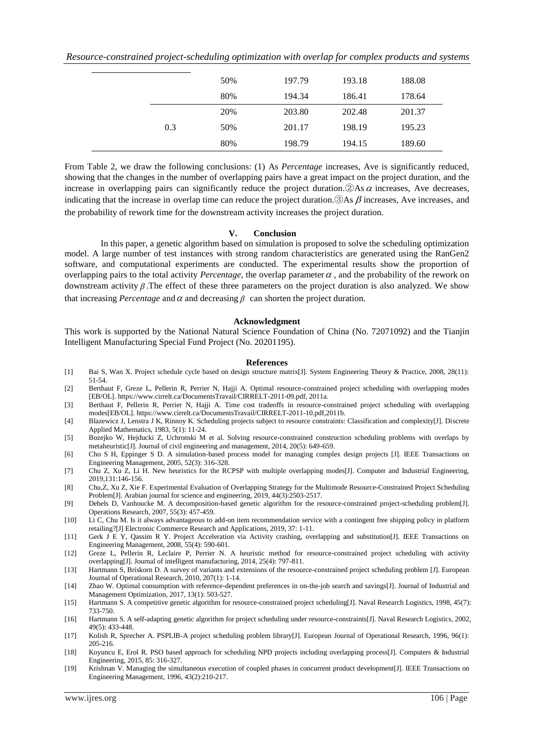|  | 50% | 197.79 | 193.18 | 188.08 |
|---|---|---|---|---|
|  | 80% | 194.34 | 186.41 | 178.64 |
| 0.3 | 20% | 203.80 | 202.48 | 201.37 |
|  | 50% | 201.17 | 198.19 | 195.23 |
|  | 80% | 198.79 | 194.15 | 189.60 |

From Table 2, we draw the following conclusions: (1) As *Percentage* increases, Ave is significantly reduced, showing that the changes in the number of overlapping pairs have a great impact on the project duration, and the increase in overlapping pairs can significantly reduce the project duration.②As $\alpha$ increases, Ave decreases, indicating that the increase in overlap time can reduce the project duration.③As $\beta$ increases, Ave increases, and the probability of rework time for the downstream activity increases the project duration.

## V. Conclusion

In this paper, a genetic algorithm based on simulation is proposed to solve the scheduling optimization model. A large number of test instances with strong random characteristics are generated using the RanGen2 software, and computational experiments are conducted. The experimental results show the proportion of overlapping pairs to the total activity *Percentage,* the overlap parameter $\alpha$ , and the probability of the rework on downstream activity $\beta$ .The effect of these three parameters on the project duration is also analyzed. We show that increasing *Percentage* and $\alpha$ and decreasing $\beta$ can shorten the project duration.

### Acknowledgment

This work is supported by the National Natural Science Foundation of China (No. 72071092) and the Tianjin Intelligent Manufacturing Special Fund Project (No. 20201195).

### References

[1] Bai S, Wan X. Project schedule cycle based on design structure matrix[J]. System Engineering Theory & Practice, 2008, 28(11): 51-54.

[2] Berthaut F, Greze L, Pellerin R, Perrier N, Hajji A. Optimal resource-constrained project scheduling with overlapping modes [EB/OL]. https://www.cirrelt.ca/DocumentsTravail/CIRRELT-2011-09.pdf, 2011a.

[3] Berthaut F, Pellerin R, Perrier N, Hajji A. Time cost tradeoffs in resource-constrained project scheduling with overlapping modes[EB/OL]. https://www.cirrelt.ca/DocumentsTravail/CIRRELT-2011-10.pdf,2011b.

[4] Blazewicz J, Lenstra J K, Rinnoy K. Scheduling projects subject to resource constraints: Classification and complexity[J]. Discrete Applied Mathematics, 1983, 5(1): 11-24.

[5] Bozejko W, Hejducki Z, Uchronski M et al. Solving resource-constrained construction scheduling problems with overlaps by metaheuristic[J]. Journal of civil engineering and management, 2014, 20(5): 649-659.

[6] Cho S H, Eppinger S D. A simulation-based process model for managing complex design projects [J]. IEEE Transactions on Engineering Management, 2005, 52(3): 316-328.

[7] Chu Z, Xu Z, Li H. New heuristics for the RCPSP with multiple overlapping modes[J]. Computer and Industrial Engineering, 2019,131:146-156.

[8] Chu,Z, Xu Z, Xie F. Experimental Evaluation of Overlapping Strategy for the Multimode Resource-Constrained Project Scheduling Problem[J]. Arabian journal for science and engineering, 2019, 44(3):2503-2517.

[9] Debels D, Vanhoucke M. A decomposition-based genetic algorithm for the resource-constrained project-scheduling problem[J]. Operations Research, 2007, 55(3): 457-459.

[10] Li C, Chu M. Is it always advantageous to add-on item recommendation service with a contingent free shipping policy in platform retailing?[J] Electronic Commerce Research and Applications, 2019, 37: 1-11.

[11] Gerk J E Y, Qassim R Y. Project Acceleration via Activity crashing, overlapping and substitution[J]. IEEE Transactions on Engineering Management, 2008, 55(4): 590-601.

[12] Greze L, Pellerin R, Leclaire P, Perrier N. A heuristic method for resource-constrained project scheduling with activity overlapping[J]. Journal of intelligent manufacturing, 2014, 25(4): 797-811.

[13] Hartmann S, Briskorn D. A survey of variants and extensions of the resource-constrained project scheduling problem [J]. European Journal of Operational Research, 2010, 207(1): 1-14.

[14] Zhao W. Optimal consumption with reference-dependent preferences in on-the-job search and savings[J]. Journal of Industrial and Management Optimization, 2017, 13(1): 503-527.

[15] Hartmann S. A competitive genetic algorithm for resource-constrained project scheduling[J]. Naval Research Logistics, 1998, 45(7): 733-750.

[16] Hartmann S. A self-adapting genetic algorithm for project scheduling under resource-constraints[J]. Naval Research Logistics, 2002, 49(5): 433-448.

[17] Kolish R, Sprecher A. PSPLIB-A project scheduling problem library[J]. European Journal of Operational Research, 1996, 96(1): 205-216.

[18] Koyuncu E, Erol R. PSO based approach for scheduling NPD projects including overlapping process[J]. Computers & Industrial Engineering, 2015, 85: 316-327.

[19] Krishnan V. Managing the simultaneous execution of coupled phases in concurrent product development[J]. IEEE Transactions on Engineering Management, 1996, 43(2):210-217.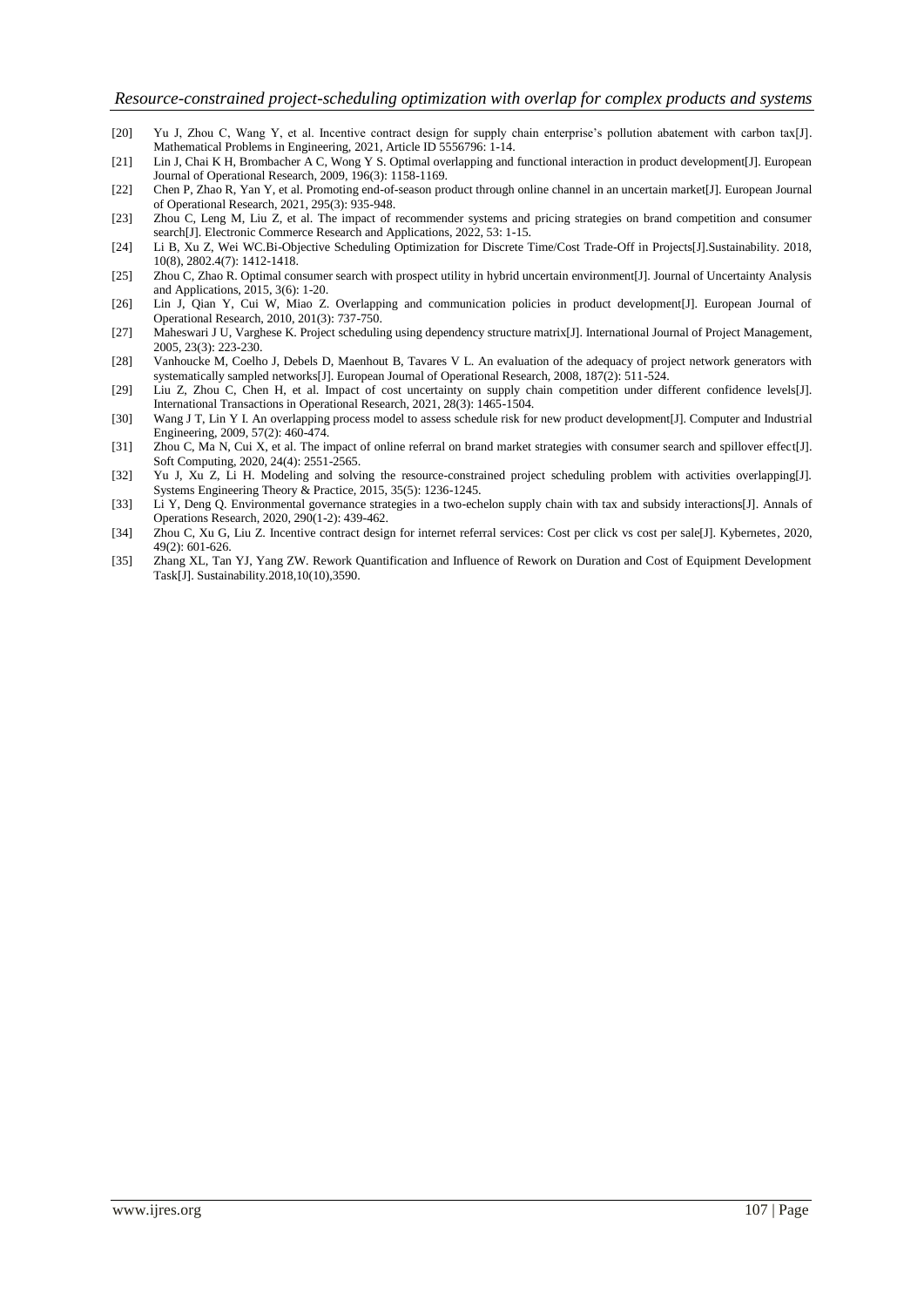[20] Yu J, Zhou C, Wang Y, et al. Incentive contract design for supply chain enterprise's pollution abatement with carbon tax[J]. Mathematical Problems in Engineering, 2021, Article ID 5556796: 1-14.

[21] Lin J, Chai K H, Brombacher A C, Wong Y S. Optimal overlapping and functional interaction in product development[J]. European Journal of Operational Research, 2009, 196(3): 1158-1169.

[22] Chen P, Zhao R, Yan Y, et al. Promoting end-of-season product through online channel in an uncertain market[J]. European Journal of Operational Research, 2021, 295(3): 935-948.

[23] Zhou C, Leng M, Liu Z, et al. The impact of recommender systems and pricing strategies on brand competition and consumer search[J]. Electronic Commerce Research and Applications, 2022, 53: 1-15.

[24] Li B, Xu Z, Wei WC.Bi-Objective Scheduling Optimization for Discrete Time/Cost Trade-Off in Projects[J].Sustainability. 2018, 10(8), 2802.4(7): 1412-1418.

[25] Zhou C, Zhao R. Optimal consumer search with prospect utility in hybrid uncertain environment[J]. Journal of Uncertainty Analysis and Applications, 2015, 3(6): 1-20.

[26] Lin J, Qian Y, Cui W, Miao Z. Overlapping and communication policies in product development[J]. European Journal of Operational Research, 2010, 201(3): 737-750.

[27] Maheswari J U, Varghese K. Project scheduling using dependency structure matrix[J]. International Journal of Project Management, 2005, 23(3): 223-230.

[28] Vanhoucke M, Coelho J, Debels D, Maenhout B, Tavares V L. An evaluation of the adequacy of project network generators with systematically sampled networks[J]. European Journal of Operational Research, 2008, 187(2): 511-524.

[29] Liu Z, Zhou C, Chen H, et al. Impact of cost uncertainty on supply chain competition under different confidence levels[J]. International Transactions in Operational Research, 2021, 28(3): 1465-1504.

[30] Wang J T, Lin Y I. An overlapping process model to assess schedule risk for new product development[J]. Computer and Industrial Engineering, 2009, 57(2): 460-474.

[31] Zhou C, Ma N, Cui X, et al. The impact of online referral on brand market strategies with consumer search and spillover effect[J]. Soft Computing, 2020, 24(4): 2551-2565.

[32] Yu J, Xu Z, Li H. Modeling and solving the resource-constrained project scheduling problem with activities overlapping[J]. Systems Engineering Theory & Practice, 2015, 35(5): 1236-1245.

[33] Li Y, Deng Q. Environmental governance strategies in a two-echelon supply chain with tax and subsidy interactions[J]. Annals of Operations Research, 2020, 290(1-2): 439-462.

[34] Zhou C, Xu G, Liu Z. Incentive contract design for internet referral services: Cost per click vs cost per sale[J]. Kybernetes, 2020, 49(2): 601-626.

[35] Zhang XL, Tan YJ, Yang ZW. Rework Quantification and Influence of Rework on Duration and Cost of Equipment Development Task[J]. Sustainability.2018,10(10),3590.